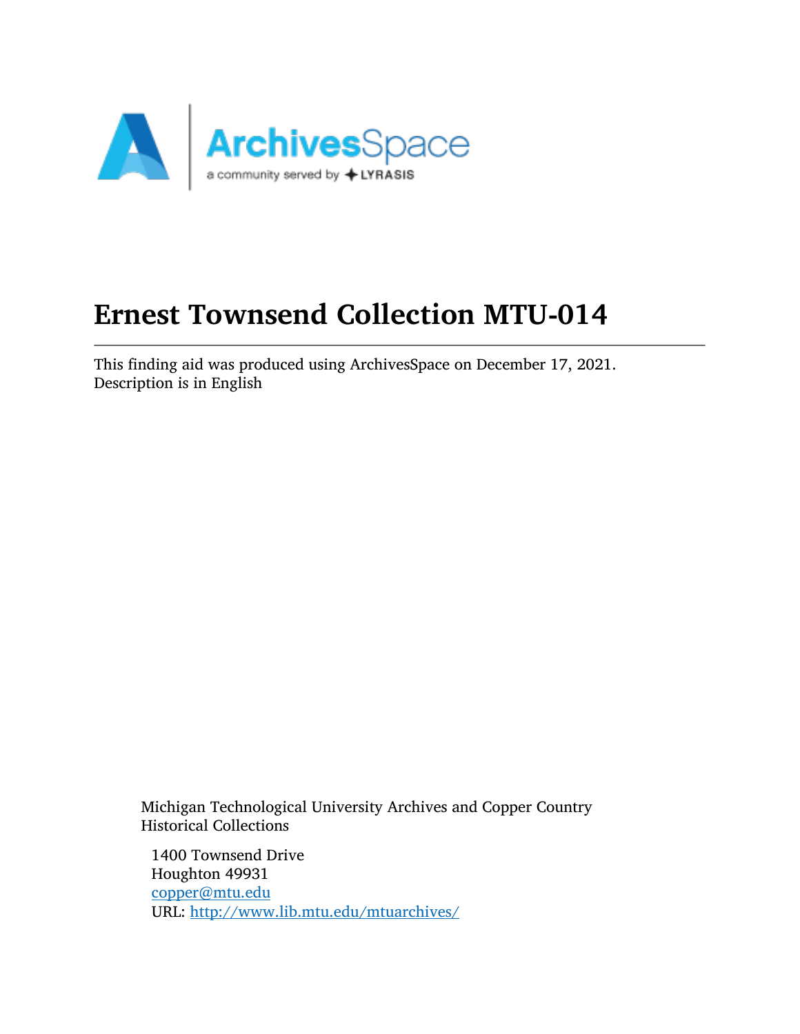# Ernest Townsend Collection MTU-014

---

This finding aid was produced using ArchivesSpace on December 17, 2021.
Description is in English

Michigan Technological University Archives and Copper Country Historical Collections

1400 Townsend Drive
Houghton 49931
copper@mtu.edu
URL: http://www.lib.mtu.edu/mtuarchives/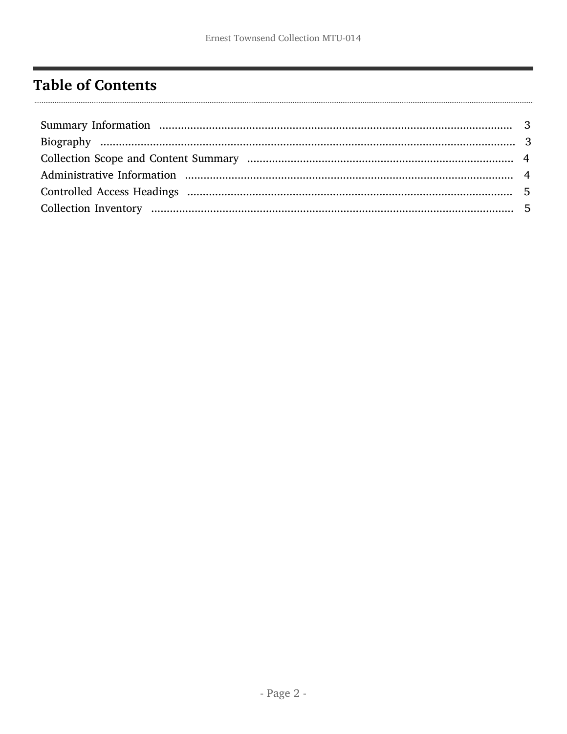# Table of Contents

- Summary Information ........................................................................................................ 3
- Biography ........................................................................................................................ 3
- Collection Scope and Content Summary .......................................................................... 4
- Administrative Information ............................................................................................... 4
- Controlled Access Headings .............................................................................................. 5
- Collection Inventory .......................................................................................................... 5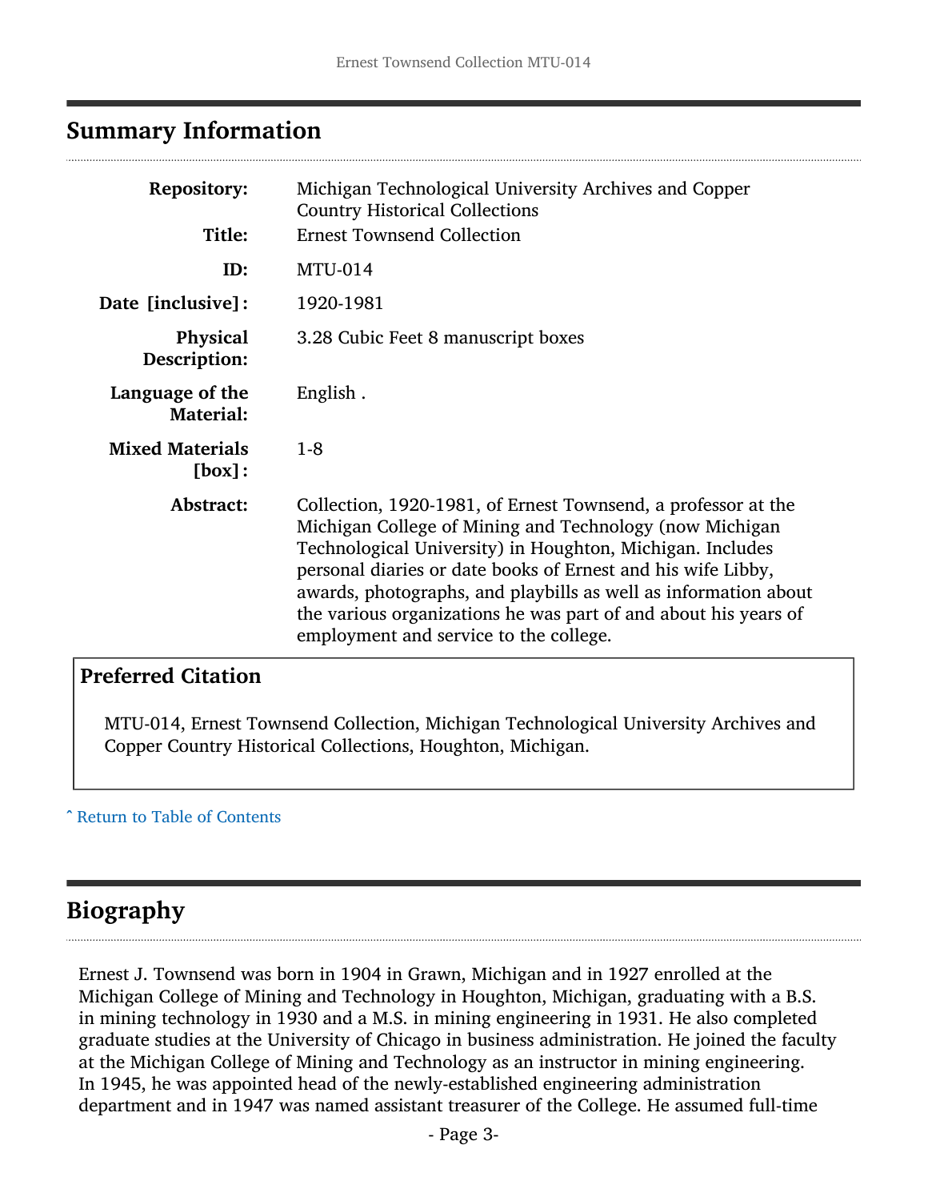## Summary Information

| | |
|---|---|
| **Repository:** | Michigan Technological University Archives and Copper Country Historical Collections |
| **Title:** | Ernest Townsend Collection |
| **ID:** | MTU-014 |
| **Date [inclusive]:** | 1920-1981 |
| **Physical Description:** | 3.28 Cubic Feet 8 manuscript boxes |
| **Language of the Material:** | English . |
| **Mixed Materials [box]:** | 1-8 |
| **Abstract:** | Collection, 1920-1981, of Ernest Townsend, a professor at the Michigan College of Mining and Technology (now Michigan Technological University) in Houghton, Michigan. Includes personal diaries or date books of Ernest and his wife Libby, awards, photographs, and playbills as well as information about the various organizations he was part of and about his years of employment and service to the college. |

### Preferred Citation

MTU-014, Ernest Townsend Collection, Michigan Technological University Archives and Copper Country Historical Collections, Houghton, Michigan.

ˆ Return to Table of Contents

## Biography

Ernest J. Townsend was born in 1904 in Grawn, Michigan and in 1927 enrolled at the Michigan College of Mining and Technology in Houghton, Michigan, graduating with a B.S. in mining technology in 1930 and a M.S. in mining engineering in 1931. He also completed graduate studies at the University of Chicago in business administration. He joined the faculty at the Michigan College of Mining and Technology as an instructor in mining engineering. In 1945, he was appointed head of the newly-established engineering administration department and in 1947 was named assistant treasurer of the College. He assumed full-time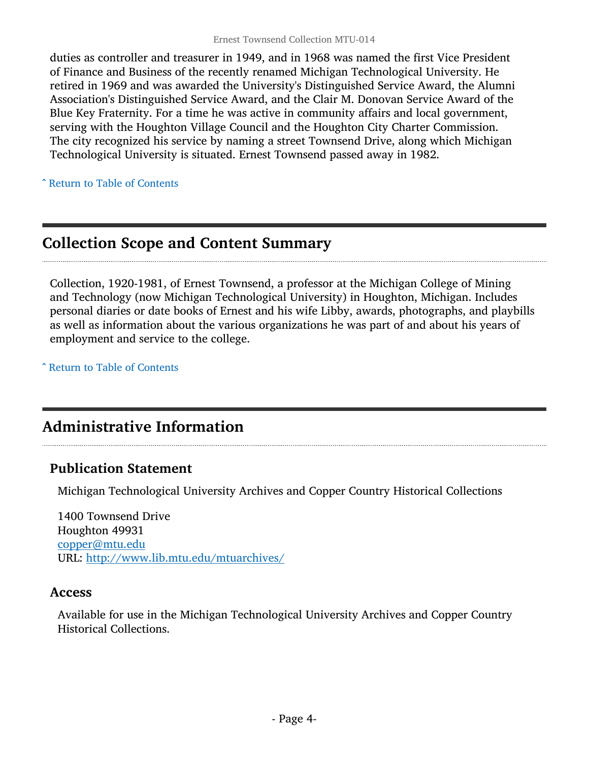duties as controller and treasurer in 1949, and in 1968 was named the first Vice President of Finance and Business of the recently renamed Michigan Technological University. He retired in 1969 and was awarded the University's Distinguished Service Award, the Alumni Association's Distinguished Service Award, and the Clair M. Donovan Service Award of the Blue Key Fraternity. For a time he was active in community affairs and local government, serving with the Houghton Village Council and the Houghton City Charter Commission. The city recognized his service by naming a street Townsend Drive, along which Michigan Technological University is situated. Ernest Townsend passed away in 1982.

ˆ Return to Table of Contents

## Collection Scope and Content Summary

Collection, 1920-1981, of Ernest Townsend, a professor at the Michigan College of Mining and Technology (now Michigan Technological University) in Houghton, Michigan. Includes personal diaries or date books of Ernest and his wife Libby, awards, photographs, and playbills as well as information about the various organizations he was part of and about his years of employment and service to the college.

ˆ Return to Table of Contents

## Administrative Information

### Publication Statement

Michigan Technological University Archives and Copper Country Historical Collections

1400 Townsend Drive
Houghton 49931
copper@mtu.edu
URL: http://www.lib.mtu.edu/mtuarchives/

### Access

Available for use in the Michigan Technological University Archives and Copper Country Historical Collections.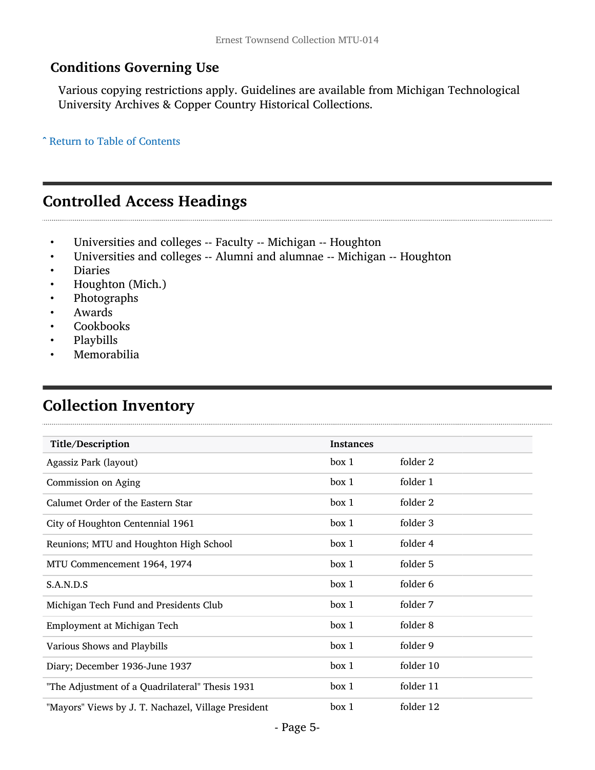### Conditions Governing Use

Various copying restrictions apply. Guidelines are available from Michigan Technological University Archives & Copper Country Historical Collections.

˄ Return to Table of Contents

## Controlled Access Headings

- Universities and colleges -- Faculty -- Michigan -- Houghton
- Universities and colleges -- Alumni and alumnae -- Michigan -- Houghton
- Diaries
- Houghton (Mich.)
- Photographs
- Awards
- Cookbooks
- Playbills
- Memorabilia

## Collection Inventory

| Title/Description | Instances | |
|---|---|---|
| Agassiz Park (layout) | box 1 | folder 2 |
| Commission on Aging | box 1 | folder 1 |
| Calumet Order of the Eastern Star | box 1 | folder 2 |
| City of Houghton Centennial 1961 | box 1 | folder 3 |
| Reunions; MTU and Houghton High School | box 1 | folder 4 |
| MTU Commencement 1964, 1974 | box 1 | folder 5 |
| S.A.N.D.S | box 1 | folder 6 |
| Michigan Tech Fund and Presidents Club | box 1 | folder 7 |
| Employment at Michigan Tech | box 1 | folder 8 |
| Various Shows and Playbills | box 1 | folder 9 |
| Diary; December 1936-June 1937 | box 1 | folder 10 |
| "The Adjustment of a Quadrilateral" Thesis 1931 | box 1 | folder 11 |
| "Mayors" Views by J. T. Nachazel, Village President | box 1 | folder 12 |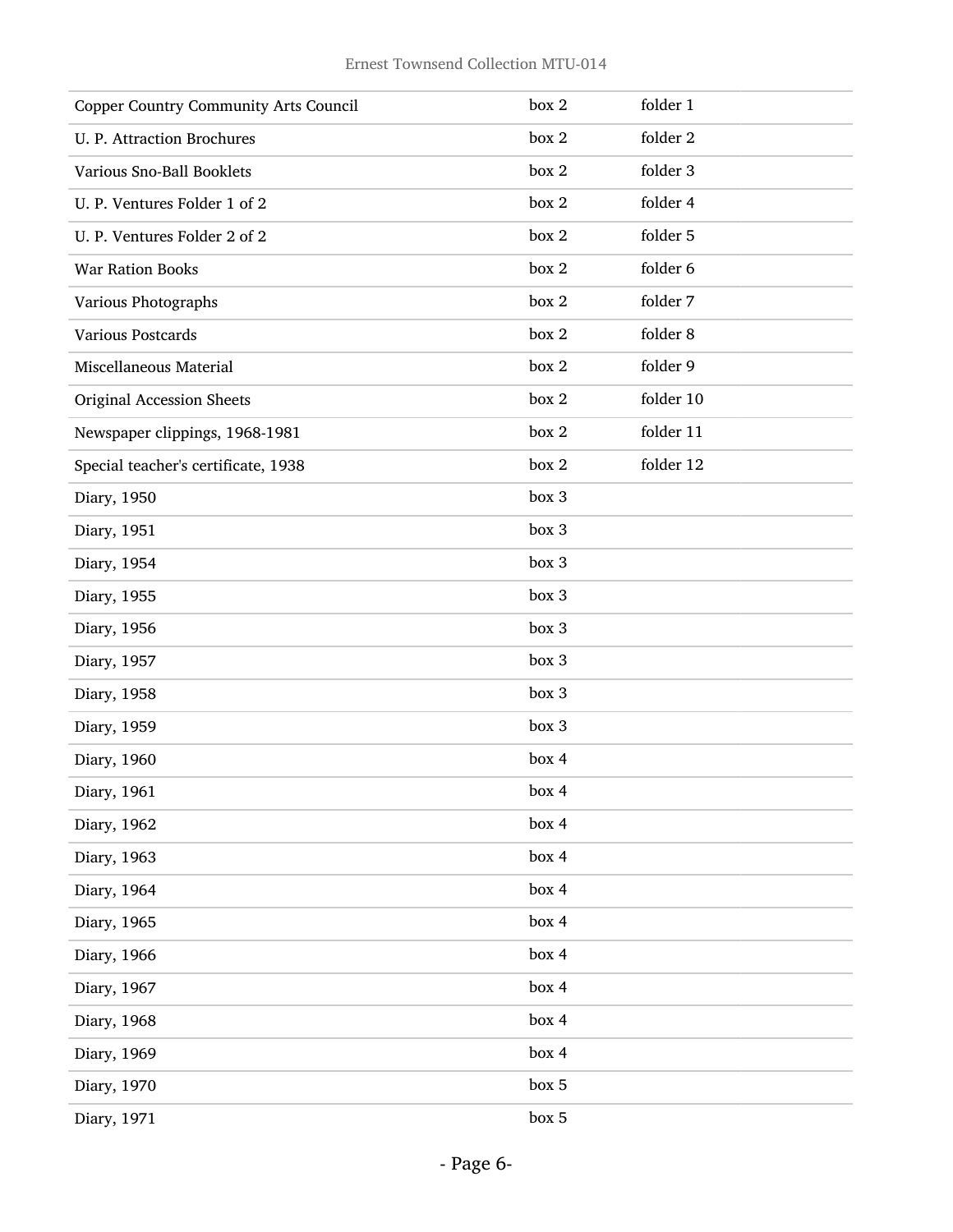| | | |
|---|---|---|
| Copper Country Community Arts Council | box 2 | folder 1 |
| U. P. Attraction Brochures | box 2 | folder 2 |
| Various Sno-Ball Booklets | box 2 | folder 3 |
| U. P. Ventures Folder 1 of 2 | box 2 | folder 4 |
| U. P. Ventures Folder 2 of 2 | box 2 | folder 5 |
| War Ration Books | box 2 | folder 6 |
| Various Photographs | box 2 | folder 7 |
| Various Postcards | box 2 | folder 8 |
| Miscellaneous Material | box 2 | folder 9 |
| Original Accession Sheets | box 2 | folder 10 |
| Newspaper clippings, 1968-1981 | box 2 | folder 11 |
| Special teacher's certificate, 1938 | box 2 | folder 12 |
| Diary, 1950 | box 3 | |
| Diary, 1951 | box 3 | |
| Diary, 1954 | box 3 | |
| Diary, 1955 | box 3 | |
| Diary, 1956 | box 3 | |
| Diary, 1957 | box 3 | |
| Diary, 1958 | box 3 | |
| Diary, 1959 | box 3 | |
| Diary, 1960 | box 4 | |
| Diary, 1961 | box 4 | |
| Diary, 1962 | box 4 | |
| Diary, 1963 | box 4 | |
| Diary, 1964 | box 4 | |
| Diary, 1965 | box 4 | |
| Diary, 1966 | box 4 | |
| Diary, 1967 | box 4 | |
| Diary, 1968 | box 4 | |
| Diary, 1969 | box 4 | |
| Diary, 1970 | box 5 | |
| Diary, 1971 | box 5 | |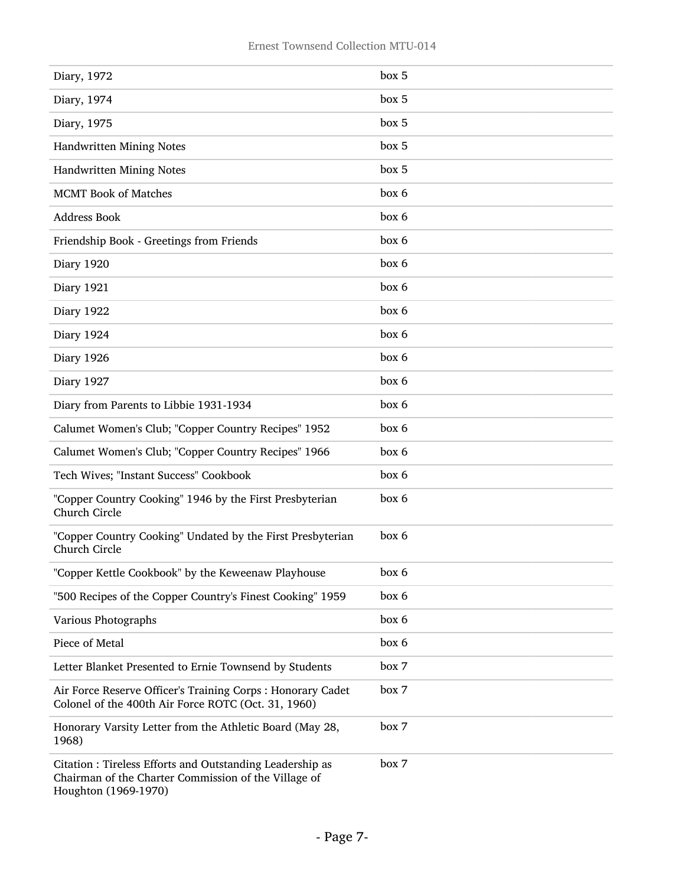| | |
|---|---|
| Diary, 1972 | box 5 |
| Diary, 1974 | box 5 |
| Diary, 1975 | box 5 |
| Handwritten Mining Notes | box 5 |
| Handwritten Mining Notes | box 5 |
| MCMT Book of Matches | box 6 |
| Address Book | box 6 |
| Friendship Book - Greetings from Friends | box 6 |
| Diary 1920 | box 6 |
| Diary 1921 | box 6 |
| Diary 1922 | box 6 |
| Diary 1924 | box 6 |
| Diary 1926 | box 6 |
| Diary 1927 | box 6 |
| Diary from Parents to Libbie 1931-1934 | box 6 |
| Calumet Women's Club; "Copper Country Recipes" 1952 | box 6 |
| Calumet Women's Club; "Copper Country Recipes" 1966 | box 6 |
| Tech Wives; "Instant Success" Cookbook | box 6 |
| "Copper Country Cooking" 1946 by the First Presbyterian Church Circle | box 6 |
| "Copper Country Cooking" Undated by the First Presbyterian Church Circle | box 6 |
| "Copper Kettle Cookbook" by the Keweenaw Playhouse | box 6 |
| "500 Recipes of the Copper Country's Finest Cooking" 1959 | box 6 |
| Various Photographs | box 6 |
| Piece of Metal | box 6 |
| Letter Blanket Presented to Ernie Townsend by Students | box 7 |
| Air Force Reserve Officer's Training Corps : Honorary Cadet Colonel of the 400th Air Force ROTC (Oct. 31, 1960) | box 7 |
| Honorary Varsity Letter from the Athletic Board (May 28, 1968) | box 7 |
| Citation : Tireless Efforts and Outstanding Leadership as Chairman of the Charter Commission of the Village of Houghton (1969-1970) | box 7 |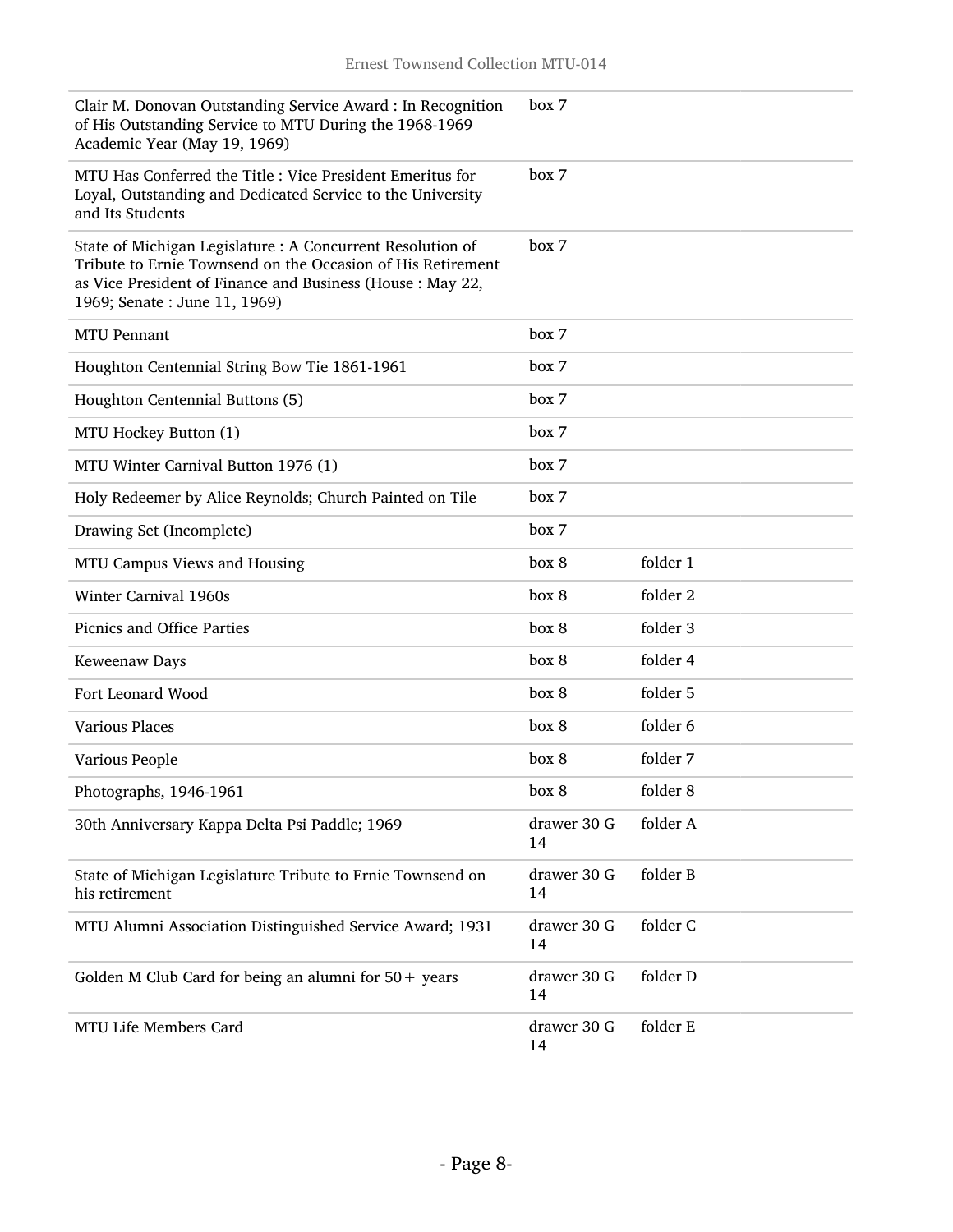| | | |
|---|---|---|
| Clair M. Donovan Outstanding Service Award : In Recognition of His Outstanding Service to MTU During the 1968-1969 Academic Year (May 19, 1969) | box 7 | |
| MTU Has Conferred the Title : Vice President Emeritus for Loyal, Outstanding and Dedicated Service to the University and Its Students | box 7 | |
| State of Michigan Legislature : A Concurrent Resolution of Tribute to Ernie Townsend on the Occasion of His Retirement as Vice President of Finance and Business (House : May 22, 1969; Senate : June 11, 1969) | box 7 | |
| MTU Pennant | box 7 | |
| Houghton Centennial String Bow Tie 1861-1961 | box 7 | |
| Houghton Centennial Buttons (5) | box 7 | |
| MTU Hockey Button (1) | box 7 | |
| MTU Winter Carnival Button 1976 (1) | box 7 | |
| Holy Redeemer by Alice Reynolds; Church Painted on Tile | box 7 | |
| Drawing Set (Incomplete) | box 7 | |
| MTU Campus Views and Housing | box 8 | folder 1 |
| Winter Carnival 1960s | box 8 | folder 2 |
| Picnics and Office Parties | box 8 | folder 3 |
| Keweenaw Days | box 8 | folder 4 |
| Fort Leonard Wood | box 8 | folder 5 |
| Various Places | box 8 | folder 6 |
| Various People | box 8 | folder 7 |
| Photographs, 1946-1961 | box 8 | folder 8 |
| 30th Anniversary Kappa Delta Psi Paddle; 1969 | drawer 30 G 14 | folder A |
| State of Michigan Legislature Tribute to Ernie Townsend on his retirement | drawer 30 G 14 | folder B |
| MTU Alumni Association Distinguished Service Award; 1931 | drawer 30 G 14 | folder C |
| Golden M Club Card for being an alumni for 50+ years | drawer 30 G 14 | folder D |
| MTU Life Members Card | drawer 30 G 14 | folder E |